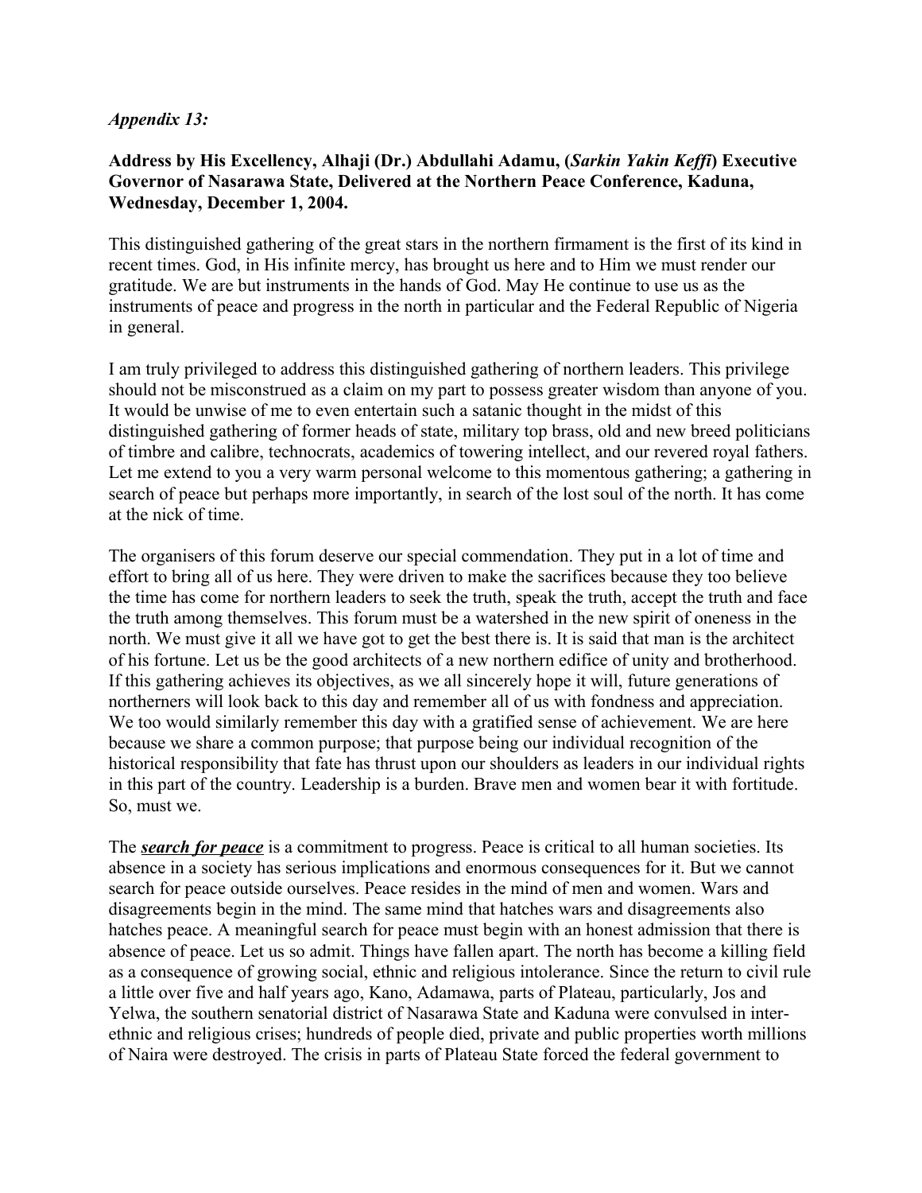*Appendix 13:*

**Address by His Excellency, Alhaji (Dr.) Abdullahi Adamu, (*Sarkin Yakin Keffi*) Executive Governor of Nasarawa State, Delivered at the Northern Peace Conference, Kaduna, Wednesday, December 1, 2004.**

This distinguished gathering of the great stars in the northern firmament is the first of its kind in recent times. God, in His infinite mercy, has brought us here and to Him we must render our gratitude. We are but instruments in the hands of God. May He continue to use us as the instruments of peace and progress in the north in particular and the Federal Republic of Nigeria in general.

I am truly privileged to address this distinguished gathering of northern leaders. This privilege should not be misconstrued as a claim on my part to possess greater wisdom than anyone of you. It would be unwise of me to even entertain such a satanic thought in the midst of this distinguished gathering of former heads of state, military top brass, old and new breed politicians of timbre and calibre, technocrats, academics of towering intellect, and our revered royal fathers. Let me extend to you a very warm personal welcome to this momentous gathering; a gathering in search of peace but perhaps more importantly, in search of the lost soul of the north. It has come at the nick of time.

The organisers of this forum deserve our special commendation. They put in a lot of time and effort to bring all of us here. They were driven to make the sacrifices because they too believe the time has come for northern leaders to seek the truth, speak the truth, accept the truth and face the truth among themselves. This forum must be a watershed in the new spirit of oneness in the north. We must give it all we have got to get the best there is. It is said that man is the architect of his fortune. Let us be the good architects of a new northern edifice of unity and brotherhood. If this gathering achieves its objectives, as we all sincerely hope it will, future generations of northerners will look back to this day and remember all of us with fondness and appreciation. We too would similarly remember this day with a gratified sense of achievement. We are here because we share a common purpose; that purpose being our individual recognition of the historical responsibility that fate has thrust upon our shoulders as leaders in our individual rights in this part of the country. Leadership is a burden. Brave men and women bear it with fortitude. So, must we.

The ***search for peace*** is a commitment to progress. Peace is critical to all human societies. Its absence in a society has serious implications and enormous consequences for it. But we cannot search for peace outside ourselves. Peace resides in the mind of men and women. Wars and disagreements begin in the mind. The same mind that hatches wars and disagreements also hatches peace. A meaningful search for peace must begin with an honest admission that there is absence of peace. Let us so admit. Things have fallen apart. The north has become a killing field as a consequence of growing social, ethnic and religious intolerance. Since the return to civil rule a little over five and half years ago, Kano, Adamawa, parts of Plateau, particularly, Jos and Yelwa, the southern senatorial district of Nasarawa State and Kaduna were convulsed in inter-ethnic and religious crises; hundreds of people died, private and public properties worth millions of Naira were destroyed. The crisis in parts of Plateau State forced the federal government to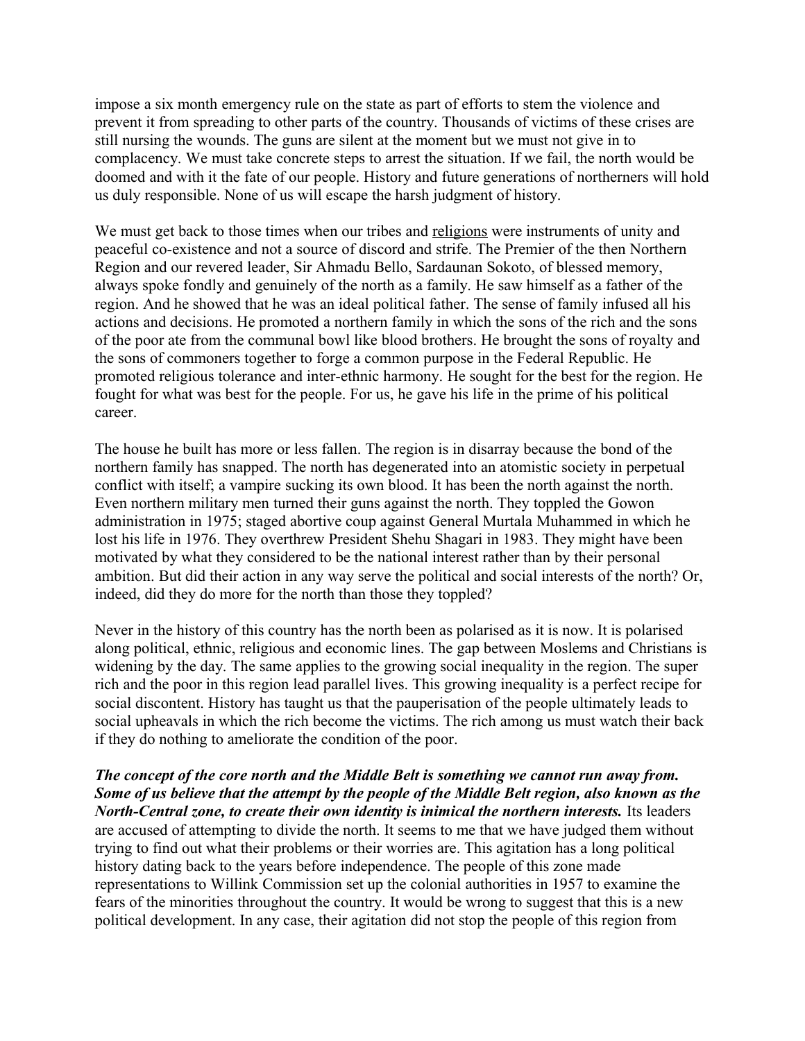impose a six month emergency rule on the state as part of efforts to stem the violence and prevent it from spreading to other parts of the country. Thousands of victims of these crises are still nursing the wounds. The guns are silent at the moment but we must not give in to complacency. We must take concrete steps to arrest the situation. If we fail, the north would be doomed and with it the fate of our people. History and future generations of northerners will hold us duly responsible. None of us will escape the harsh judgment of history.

We must get back to those times when our tribes and religions were instruments of unity and peaceful co-existence and not a source of discord and strife. The Premier of the then Northern Region and our revered leader, Sir Ahmadu Bello, Sardaunan Sokoto, of blessed memory, always spoke fondly and genuinely of the north as a family. He saw himself as a father of the region. And he showed that he was an ideal political father. The sense of family infused all his actions and decisions. He promoted a northern family in which the sons of the rich and the sons of the poor ate from the communal bowl like blood brothers. He brought the sons of royalty and the sons of commoners together to forge a common purpose in the Federal Republic. He promoted religious tolerance and inter-ethnic harmony. He sought for the best for the region. He fought for what was best for the people. For us, he gave his life in the prime of his political career.

The house he built has more or less fallen. The region is in disarray because the bond of the northern family has snapped. The north has degenerated into an atomistic society in perpetual conflict with itself; a vampire sucking its own blood. It has been the north against the north. Even northern military men turned their guns against the north. They toppled the Gowon administration in 1975; staged abortive coup against General Murtala Muhammed in which he lost his life in 1976. They overthrew President Shehu Shagari in 1983. They might have been motivated by what they considered to be the national interest rather than by their personal ambition. But did their action in any way serve the political and social interests of the north? Or, indeed, did they do more for the north than those they toppled?

Never in the history of this country has the north been as polarised as it is now. It is polarised along political, ethnic, religious and economic lines. The gap between Moslems and Christians is widening by the day. The same applies to the growing social inequality in the region. The super rich and the poor in this region lead parallel lives. This growing inequality is a perfect recipe for social discontent. History has taught us that the pauperisation of the people ultimately leads to social upheavals in which the rich become the victims. The rich among us must watch their back if they do nothing to ameliorate the condition of the poor.

***The concept of the core north and the Middle Belt is something we cannot run away from. Some of us believe that the attempt by the people of the Middle Belt region, also known as the North-Central zone, to create their own identity is inimical the northern interests.*** Its leaders are accused of attempting to divide the north. It seems to me that we have judged them without trying to find out what their problems or their worries are. This agitation has a long political history dating back to the years before independence. The people of this zone made representations to Willink Commission set up the colonial authorities in 1957 to examine the fears of the minorities throughout the country. It would be wrong to suggest that this is a new political development. In any case, their agitation did not stop the people of this region from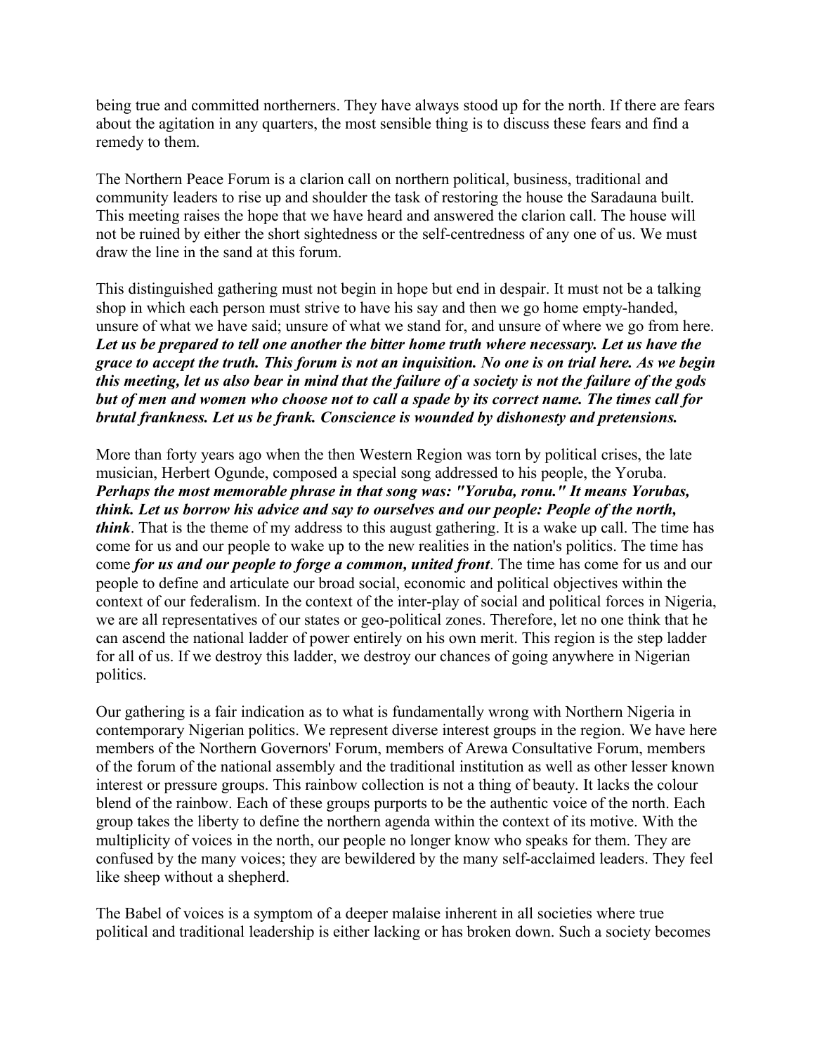being true and committed northerners. They have always stood up for the north. If there are fears about the agitation in any quarters, the most sensible thing is to discuss these fears and find a remedy to them.

The Northern Peace Forum is a clarion call on northern political, business, traditional and community leaders to rise up and shoulder the task of restoring the house the Saradauna built. This meeting raises the hope that we have heard and answered the clarion call. The house will not be ruined by either the short sightedness or the self-centredness of any one of us. We must draw the line in the sand at this forum.

This distinguished gathering must not begin in hope but end in despair. It must not be a talking shop in which each person must strive to have his say and then we go home empty-handed, unsure of what we have said; unsure of what we stand for, and unsure of where we go from here. ***Let us be prepared to tell one another the bitter home truth where necessary. Let us have the grace to accept the truth. This forum is not an inquisition. No one is on trial here. As we begin this meeting, let us also bear in mind that the failure of a society is not the failure of the gods but of men and women who choose not to call a spade by its correct name. The times call for brutal frankness. Let us be frank. Conscience is wounded by dishonesty and pretensions.***

More than forty years ago when the then Western Region was torn by political crises, the late musician, Herbert Ogunde, composed a special song addressed to his people, the Yoruba. ***Perhaps the most memorable phrase in that song was: "Yoruba, ronu." It means Yorubas, think. Let us borrow his advice and say to ourselves and our people: People of the north, think***. That is the theme of my address to this august gathering. It is a wake up call. The time has come for us and our people to wake up to the new realities in the nation's politics. The time has come ***for us and our people to forge a common, united front***. The time has come for us and our people to define and articulate our broad social, economic and political objectives within the context of our federalism. In the context of the inter-play of social and political forces in Nigeria, we are all representatives of our states or geo-political zones. Therefore, let no one think that he can ascend the national ladder of power entirely on his own merit. This region is the step ladder for all of us. If we destroy this ladder, we destroy our chances of going anywhere in Nigerian politics.

Our gathering is a fair indication as to what is fundamentally wrong with Northern Nigeria in contemporary Nigerian politics. We represent diverse interest groups in the region. We have here members of the Northern Governors' Forum, members of Arewa Consultative Forum, members of the forum of the national assembly and the traditional institution as well as other lesser known interest or pressure groups. This rainbow collection is not a thing of beauty. It lacks the colour blend of the rainbow. Each of these groups purports to be the authentic voice of the north. Each group takes the liberty to define the northern agenda within the context of its motive. With the multiplicity of voices in the north, our people no longer know who speaks for them. They are confused by the many voices; they are bewildered by the many self-acclaimed leaders. They feel like sheep without a shepherd.

The Babel of voices is a symptom of a deeper malaise inherent in all societies where true political and traditional leadership is either lacking or has broken down. Such a society becomes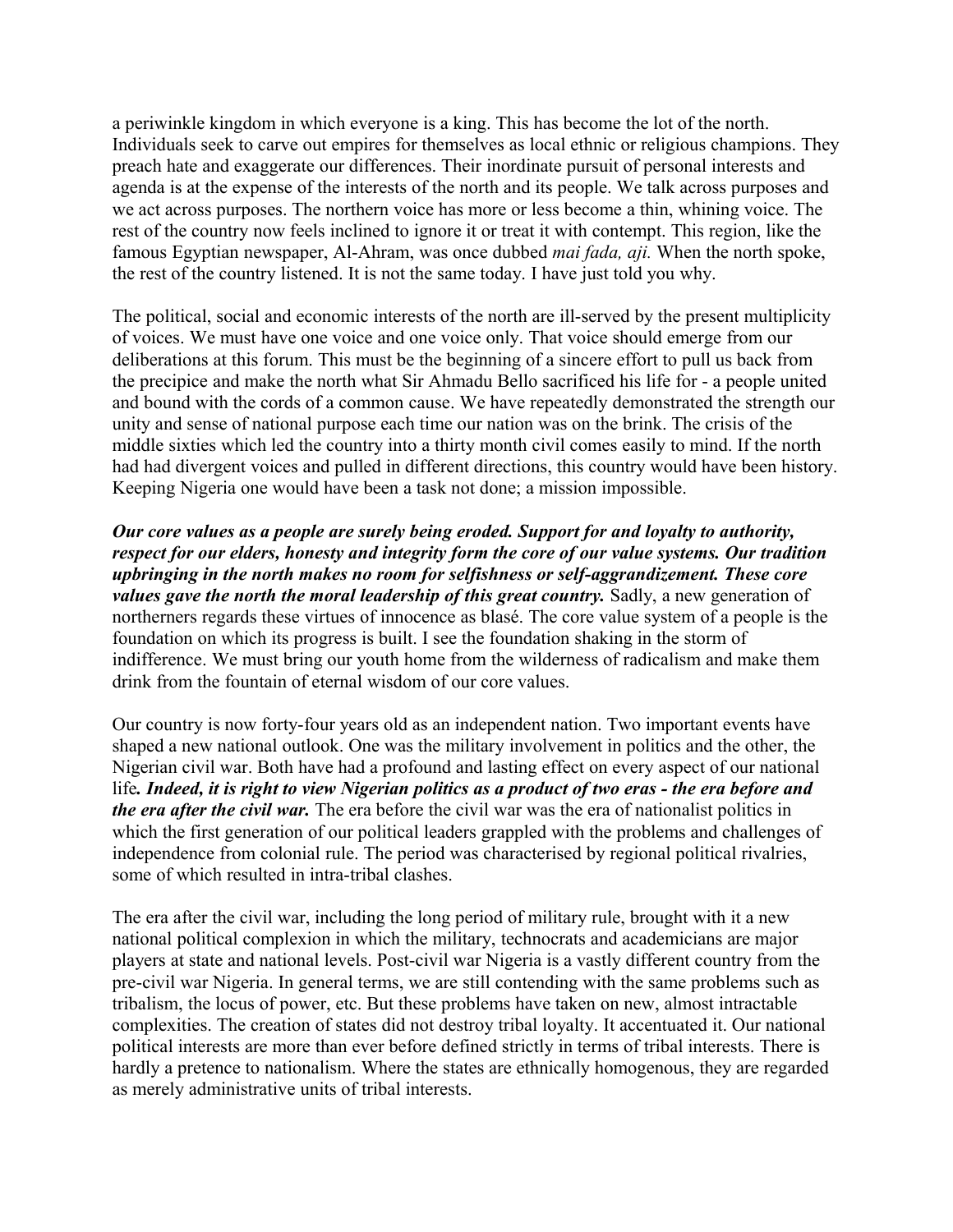a periwinkle kingdom in which everyone is a king. This has become the lot of the north. Individuals seek to carve out empires for themselves as local ethnic or religious champions. They preach hate and exaggerate our differences. Their inordinate pursuit of personal interests and agenda is at the expense of the interests of the north and its people. We talk across purposes and we act across purposes. The northern voice has more or less become a thin, whining voice. The rest of the country now feels inclined to ignore it or treat it with contempt. This region, like the famous Egyptian newspaper, Al-Ahram, was once dubbed *mai fada, aji.* When the north spoke, the rest of the country listened. It is not the same today. I have just told you why.

The political, social and economic interests of the north are ill-served by the present multiplicity of voices. We must have one voice and one voice only. That voice should emerge from our deliberations at this forum. This must be the beginning of a sincere effort to pull us back from the precipice and make the north what Sir Ahmadu Bello sacrificed his life for - a people united and bound with the cords of a common cause. We have repeatedly demonstrated the strength our unity and sense of national purpose each time our nation was on the brink. The crisis of the middle sixties which led the country into a thirty month civil comes easily to mind. If the north had had divergent voices and pulled in different directions, this country would have been history. Keeping Nigeria one would have been a task not done; a mission impossible.

***Our core values as a people are surely being eroded. Support for and loyalty to authority, respect for our elders, honesty and integrity form the core of our value systems. Our tradition upbringing in the north makes no room for selfishness or self-aggrandizement. These core values gave the north the moral leadership of this great country.*** Sadly, a new generation of northerners regards these virtues of innocence as blasé. The core value system of a people is the foundation on which its progress is built. I see the foundation shaking in the storm of indifference. We must bring our youth home from the wilderness of radicalism and make them drink from the fountain of eternal wisdom of our core values.

Our country is now forty-four years old as an independent nation. Two important events have shaped a new national outlook. One was the military involvement in politics and the other, the Nigerian civil war. Both have had a profound and lasting effect on every aspect of our national life***. Indeed, it is right to view Nigerian politics as a product of two eras - the era before and the era after the civil war.*** The era before the civil war was the era of nationalist politics in which the first generation of our political leaders grappled with the problems and challenges of independence from colonial rule. The period was characterised by regional political rivalries, some of which resulted in intra-tribal clashes.

The era after the civil war, including the long period of military rule, brought with it a new national political complexion in which the military, technocrats and academicians are major players at state and national levels. Post-civil war Nigeria is a vastly different country from the pre-civil war Nigeria. In general terms, we are still contending with the same problems such as tribalism, the locus of power, etc. But these problems have taken on new, almost intractable complexities. The creation of states did not destroy tribal loyalty. It accentuated it. Our national political interests are more than ever before defined strictly in terms of tribal interests. There is hardly a pretence to nationalism. Where the states are ethnically homogenous, they are regarded as merely administrative units of tribal interests.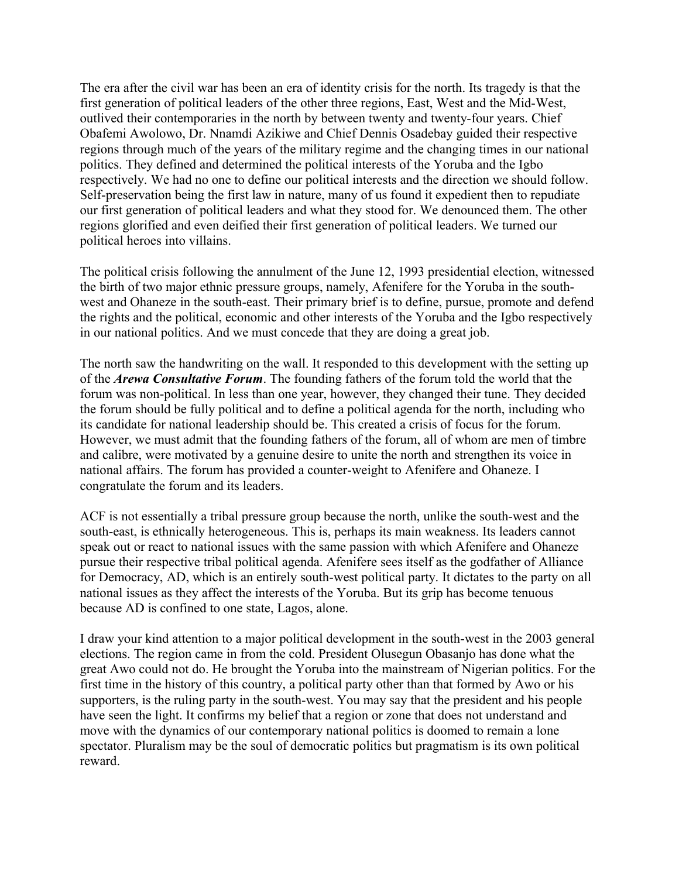The era after the civil war has been an era of identity crisis for the north. Its tragedy is that the first generation of political leaders of the other three regions, East, West and the Mid-West, outlived their contemporaries in the north by between twenty and twenty-four years. Chief Obafemi Awolowo, Dr. Nnamdi Azikiwe and Chief Dennis Osadebay guided their respective regions through much of the years of the military regime and the changing times in our national politics. They defined and determined the political interests of the Yoruba and the Igbo respectively. We had no one to define our political interests and the direction we should follow. Self-preservation being the first law in nature, many of us found it expedient then to repudiate our first generation of political leaders and what they stood for. We denounced them. The other regions glorified and even deified their first generation of political leaders. We turned our political heroes into villains.

The political crisis following the annulment of the June 12, 1993 presidential election, witnessed the birth of two major ethnic pressure groups, namely, Afenifere for the Yoruba in the south-west and Ohaneze in the south-east. Their primary brief is to define, pursue, promote and defend the rights and the political, economic and other interests of the Yoruba and the Igbo respectively in our national politics. And we must concede that they are doing a great job.

The north saw the handwriting on the wall. It responded to this development with the setting up of the ***Arewa Consultative Forum***. The founding fathers of the forum told the world that the forum was non-political. In less than one year, however, they changed their tune. They decided the forum should be fully political and to define a political agenda for the north, including who its candidate for national leadership should be. This created a crisis of focus for the forum. However, we must admit that the founding fathers of the forum, all of whom are men of timbre and calibre, were motivated by a genuine desire to unite the north and strengthen its voice in national affairs. The forum has provided a counter-weight to Afenifere and Ohaneze. I congratulate the forum and its leaders.

ACF is not essentially a tribal pressure group because the north, unlike the south-west and the south-east, is ethnically heterogeneous. This is, perhaps its main weakness. Its leaders cannot speak out or react to national issues with the same passion with which Afenifere and Ohaneze pursue their respective tribal political agenda. Afenifere sees itself as the godfather of Alliance for Democracy, AD, which is an entirely south-west political party. It dictates to the party on all national issues as they affect the interests of the Yoruba. But its grip has become tenuous because AD is confined to one state, Lagos, alone.

I draw your kind attention to a major political development in the south-west in the 2003 general elections. The region came in from the cold. President Olusegun Obasanjo has done what the great Awo could not do. He brought the Yoruba into the mainstream of Nigerian politics. For the first time in the history of this country, a political party other than that formed by Awo or his supporters, is the ruling party in the south-west. You may say that the president and his people have seen the light. It confirms my belief that a region or zone that does not understand and move with the dynamics of our contemporary national politics is doomed to remain a lone spectator. Pluralism may be the soul of democratic politics but pragmatism is its own political reward.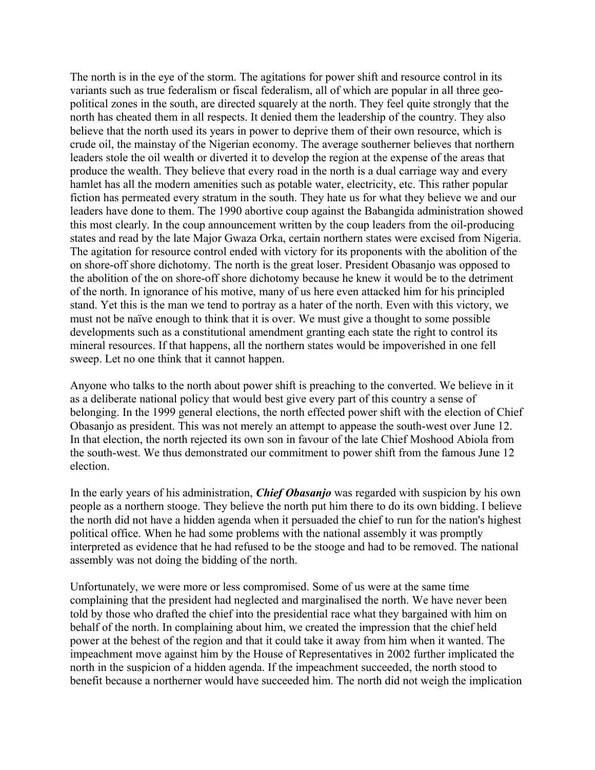The north is in the eye of the storm. The agitations for power shift and resource control in its variants such as true federalism or fiscal federalism, all of which are popular in all three geo-political zones in the south, are directed squarely at the north. They feel quite strongly that the north has cheated them in all respects. It denied them the leadership of the country. They also believe that the north used its years in power to deprive them of their own resource, which is crude oil, the mainstay of the Nigerian economy. The average southerner believes that northern leaders stole the oil wealth or diverted it to develop the region at the expense of the areas that produce the wealth. They believe that every road in the north is a dual carriage way and every hamlet has all the modern amenities such as potable water, electricity, etc. This rather popular fiction has permeated every stratum in the south. They hate us for what they believe we and our leaders have done to them. The 1990 abortive coup against the Babangida administration showed this most clearly. In the coup announcement written by the coup leaders from the oil-producing states and read by the late Major Gwaza Orka, certain northern states were excised from Nigeria. The agitation for resource control ended with victory for its proponents with the abolition of the on shore-off shore dichotomy. The north is the great loser. President Obasanjo was opposed to the abolition of the on shore-off shore dichotomy because he knew it would be to the detriment of the north. In ignorance of his motive, many of us here even attacked him for his principled stand. Yet this is the man we tend to portray as a hater of the north. Even with this victory, we must not be naïve enough to think that it is over. We must give a thought to some possible developments such as a constitutional amendment granting each state the right to control its mineral resources. If that happens, all the northern states would be impoverished in one fell sweep. Let no one think that it cannot happen.

Anyone who talks to the north about power shift is preaching to the converted. We believe in it as a deliberate national policy that would best give every part of this country a sense of belonging. In the 1999 general elections, the north effected power shift with the election of Chief Obasanjo as president. This was not merely an attempt to appease the south-west over June 12. In that election, the north rejected its own son in favour of the late Chief Moshood Abiola from the south-west. We thus demonstrated our commitment to power shift from the famous June 12 election.

In the early years of his administration, ***Chief Obasanjo*** was regarded with suspicion by his own people as a northern stooge. They believe the north put him there to do its own bidding. I believe the north did not have a hidden agenda when it persuaded the chief to run for the nation's highest political office. When he had some problems with the national assembly it was promptly interpreted as evidence that he had refused to be the stooge and had to be removed. The national assembly was not doing the bidding of the north.

Unfortunately, we were more or less compromised. Some of us were at the same time complaining that the president had neglected and marginalised the north. We have never been told by those who drafted the chief into the presidential race what they bargained with him on behalf of the north. In complaining about him, we created the impression that the chief held power at the behest of the region and that it could take it away from him when it wanted. The impeachment move against him by the House of Representatives in 2002 further implicated the north in the suspicion of a hidden agenda. If the impeachment succeeded, the north stood to benefit because a northerner would have succeeded him. The north did not weigh the implication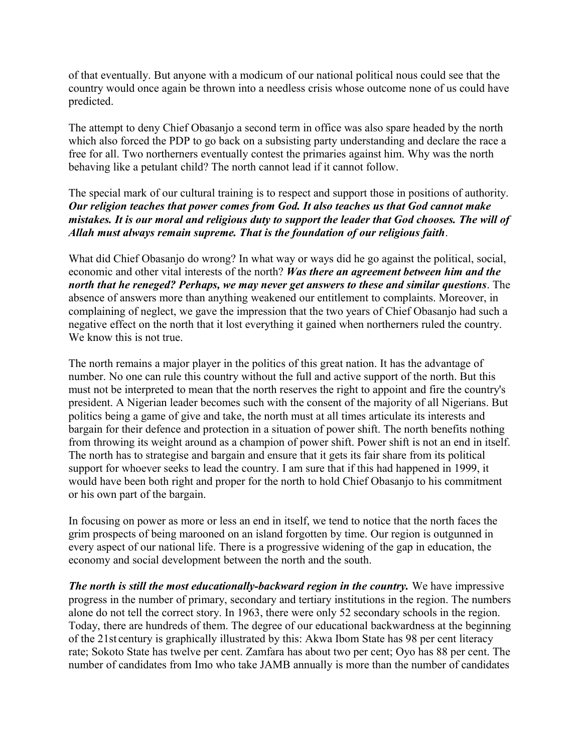of that eventually. But anyone with a modicum of our national political nous could see that the country would once again be thrown into a needless crisis whose outcome none of us could have predicted.

The attempt to deny Chief Obasanjo a second term in office was also spare headed by the north which also forced the PDP to go back on a subsisting party understanding and declare the race a free for all. Two northerners eventually contest the primaries against him. Why was the north behaving like a petulant child? The north cannot lead if it cannot follow.

The special mark of our cultural training is to respect and support those in positions of authority. ***Our religion teaches that power comes from God. It also teaches us that God cannot make mistakes. It is our moral and religious duty to support the leader that God chooses. The will of Allah must always remain supreme. That is the foundation of our religious faith***.

What did Chief Obasanjo do wrong? In what way or ways did he go against the political, social, economic and other vital interests of the north? ***Was there an agreement between him and the north that he reneged? Perhaps, we may never get answers to these and similar questions***. The absence of answers more than anything weakened our entitlement to complaints. Moreover, in complaining of neglect, we gave the impression that the two years of Chief Obasanjo had such a negative effect on the north that it lost everything it gained when northerners ruled the country. We know this is not true.

The north remains a major player in the politics of this great nation. It has the advantage of number. No one can rule this country without the full and active support of the north. But this must not be interpreted to mean that the north reserves the right to appoint and fire the country's president. A Nigerian leader becomes such with the consent of the majority of all Nigerians. But politics being a game of give and take, the north must at all times articulate its interests and bargain for their defence and protection in a situation of power shift. The north benefits nothing from throwing its weight around as a champion of power shift. Power shift is not an end in itself. The north has to strategise and bargain and ensure that it gets its fair share from its political support for whoever seeks to lead the country. I am sure that if this had happened in 1999, it would have been both right and proper for the north to hold Chief Obasanjo to his commitment or his own part of the bargain.

In focusing on power as more or less an end in itself, we tend to notice that the north faces the grim prospects of being marooned on an island forgotten by time. Our region is outgunned in every aspect of our national life. There is a progressive widening of the gap in education, the economy and social development between the north and the south.

***The north is still the most educationally-backward region in the country.*** We have impressive progress in the number of primary, secondary and tertiary institutions in the region. The numbers alone do not tell the correct story. In 1963, there were only 52 secondary schools in the region. Today, there are hundreds of them. The degree of our educational backwardness at the beginning of the 21st century is graphically illustrated by this: Akwa Ibom State has 98 per cent literacy rate; Sokoto State has twelve per cent. Zamfara has about two per cent; Oyo has 88 per cent. The number of candidates from Imo who take JAMB annually is more than the number of candidates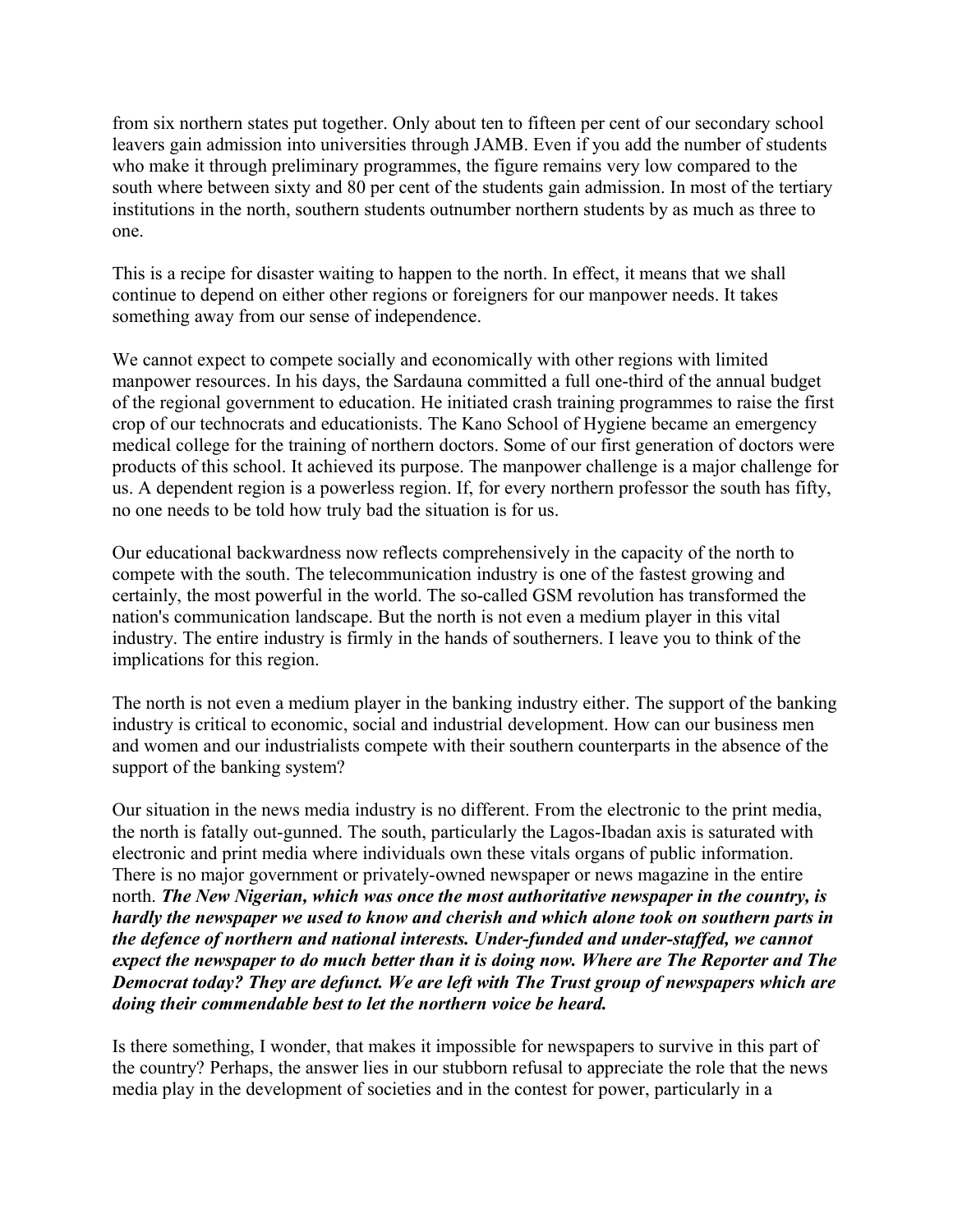from six northern states put together. Only about ten to fifteen per cent of our secondary school leavers gain admission into universities through JAMB. Even if you add the number of students who make it through preliminary programmes, the figure remains very low compared to the south where between sixty and 80 per cent of the students gain admission. In most of the tertiary institutions in the north, southern students outnumber northern students by as much as three to one.

This is a recipe for disaster waiting to happen to the north. In effect, it means that we shall continue to depend on either other regions or foreigners for our manpower needs. It takes something away from our sense of independence.

We cannot expect to compete socially and economically with other regions with limited manpower resources. In his days, the Sardauna committed a full one-third of the annual budget of the regional government to education. He initiated crash training programmes to raise the first crop of our technocrats and educationists. The Kano School of Hygiene became an emergency medical college for the training of northern doctors. Some of our first generation of doctors were products of this school. It achieved its purpose. The manpower challenge is a major challenge for us. A dependent region is a powerless region. If, for every northern professor the south has fifty, no one needs to be told how truly bad the situation is for us.

Our educational backwardness now reflects comprehensively in the capacity of the north to compete with the south. The telecommunication industry is one of the fastest growing and certainly, the most powerful in the world. The so-called GSM revolution has transformed the nation's communication landscape. But the north is not even a medium player in this vital industry. The entire industry is firmly in the hands of southerners. I leave you to think of the implications for this region.

The north is not even a medium player in the banking industry either. The support of the banking industry is critical to economic, social and industrial development. How can our business men and women and our industrialists compete with their southern counterparts in the absence of the support of the banking system?

Our situation in the news media industry is no different. From the electronic to the print media, the north is fatally out-gunned. The south, particularly the Lagos-Ibadan axis is saturated with electronic and print media where individuals own these vitals organs of public information. There is no major government or privately-owned newspaper or news magazine in the entire north. ***The New Nigerian, which was once the most authoritative newspaper in the country, is hardly the newspaper we used to know and cherish and which alone took on southern parts in the defence of northern and national interests. Under-funded and under-staffed, we cannot expect the newspaper to do much better than it is doing now. Where are The Reporter and The Democrat today? They are defunct. We are left with The Trust group of newspapers which are doing their commendable best to let the northern voice be heard.***

Is there something, I wonder, that makes it impossible for newspapers to survive in this part of the country? Perhaps, the answer lies in our stubborn refusal to appreciate the role that the news media play in the development of societies and in the contest for power, particularly in a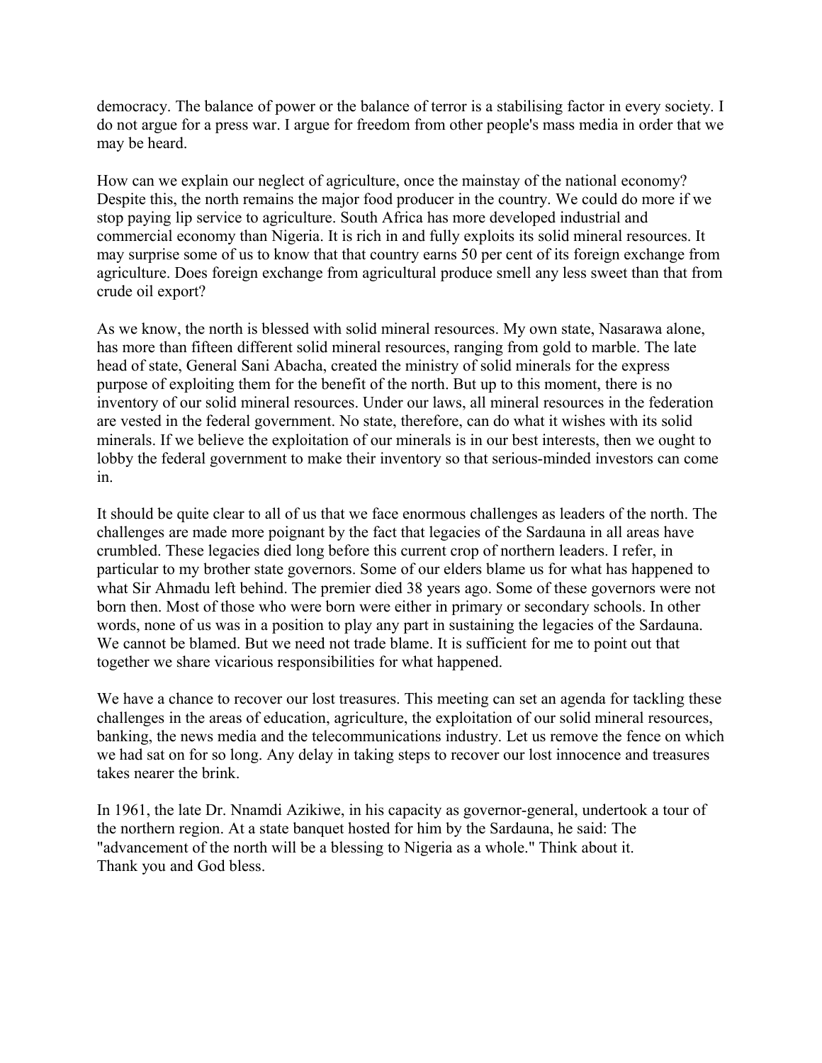democracy. The balance of power or the balance of terror is a stabilising factor in every society. I do not argue for a press war. I argue for freedom from other people's mass media in order that we may be heard.

How can we explain our neglect of agriculture, once the mainstay of the national economy? Despite this, the north remains the major food producer in the country. We could do more if we stop paying lip service to agriculture. South Africa has more developed industrial and commercial economy than Nigeria. It is rich in and fully exploits its solid mineral resources. It may surprise some of us to know that that country earns 50 per cent of its foreign exchange from agriculture. Does foreign exchange from agricultural produce smell any less sweet than that from crude oil export?

As we know, the north is blessed with solid mineral resources. My own state, Nasarawa alone, has more than fifteen different solid mineral resources, ranging from gold to marble. The late head of state, General Sani Abacha, created the ministry of solid minerals for the express purpose of exploiting them for the benefit of the north. But up to this moment, there is no inventory of our solid mineral resources. Under our laws, all mineral resources in the federation are vested in the federal government. No state, therefore, can do what it wishes with its solid minerals. If we believe the exploitation of our minerals is in our best interests, then we ought to lobby the federal government to make their inventory so that serious-minded investors can come in.

It should be quite clear to all of us that we face enormous challenges as leaders of the north. The challenges are made more poignant by the fact that legacies of the Sardauna in all areas have crumbled. These legacies died long before this current crop of northern leaders. I refer, in particular to my brother state governors. Some of our elders blame us for what has happened to what Sir Ahmadu left behind. The premier died 38 years ago. Some of these governors were not born then. Most of those who were born were either in primary or secondary schools. In other words, none of us was in a position to play any part in sustaining the legacies of the Sardauna. We cannot be blamed. But we need not trade blame. It is sufficient for me to point out that together we share vicarious responsibilities for what happened.

We have a chance to recover our lost treasures. This meeting can set an agenda for tackling these challenges in the areas of education, agriculture, the exploitation of our solid mineral resources, banking, the news media and the telecommunications industry. Let us remove the fence on which we had sat on for so long. Any delay in taking steps to recover our lost innocence and treasures takes nearer the brink.

In 1961, the late Dr. Nnamdi Azikiwe, in his capacity as governor-general, undertook a tour of the northern region. At a state banquet hosted for him by the Sardauna, he said: The "advancement of the north will be a blessing to Nigeria as a whole." Think about it.
Thank you and God bless.